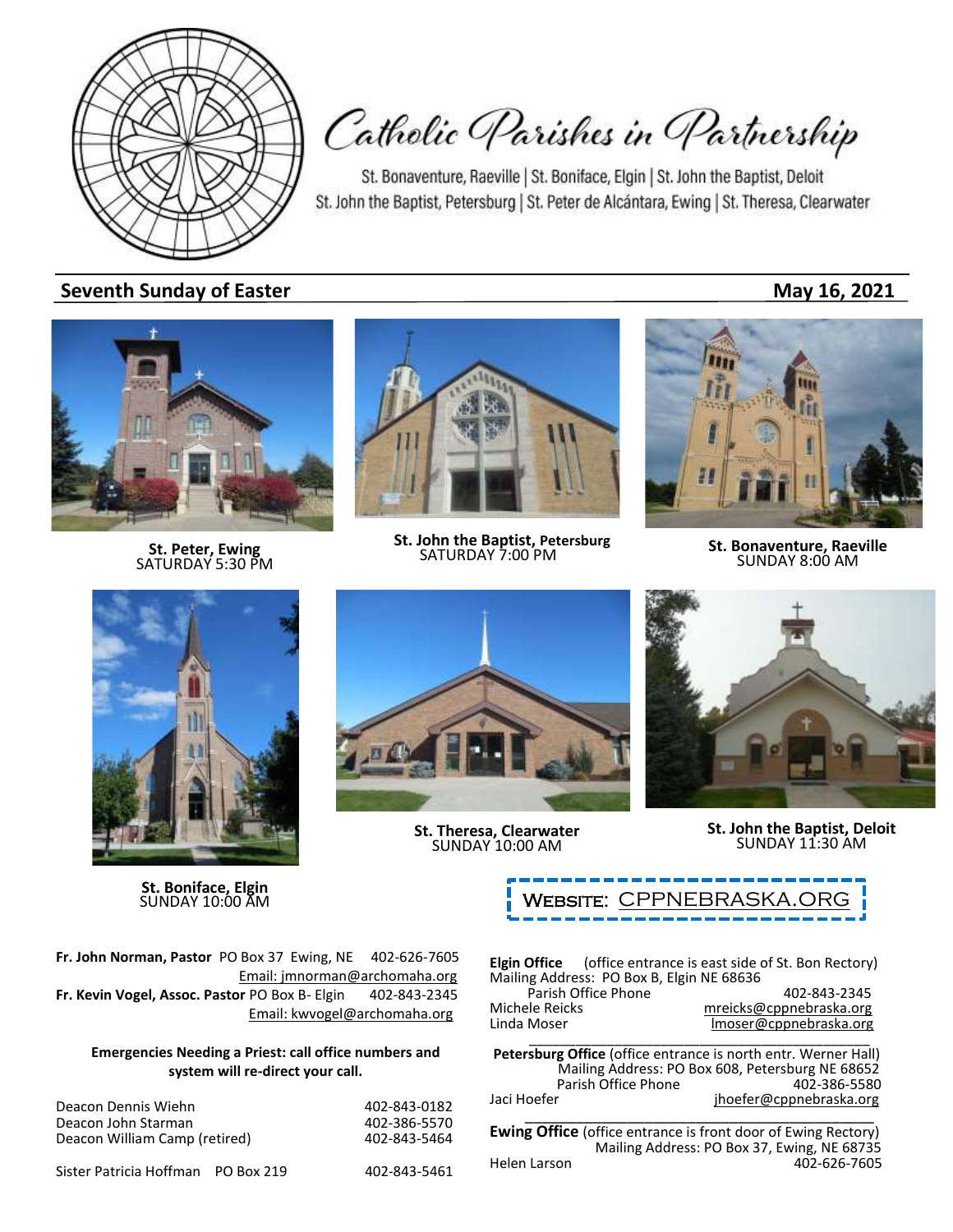# Catholic Parishes in Partnership

St. Bonaventure, Raeville | St. Boniface, Elgin | St. John the Baptist, Deloit
St. John the Baptist, Petersburg | St. Peter de Alcántara, Ewing | St. Theresa, Clearwater

## Seventh Sunday of Easter — May 16, 2021

**St. Peter, Ewing**
SATURDAY 5:30 PM

**St. John the Baptist, Petersburg**
SATURDAY 7:00 PM

**St. Bonaventure, Raeville**
SUNDAY 8:00 AM

**St. Boniface, Elgin**
SUNDAY 10:00 AM

**St. Theresa, Clearwater**
SUNDAY 10:00 AM

**St. John the Baptist, Deloit**
SUNDAY 11:30 AM

WEBSITE: CPPNEBRASKA.ORG

**Fr. John Norman, Pastor** PO Box 37 Ewing, NE 402-626-7605
Email: jmnorman@archomaha.org

**Fr. Kevin Vogel, Assoc. Pastor** PO Box B- Elgin 402-843-2345
Email: kwvogel@archomaha.org

**Emergencies Needing a Priest: call office numbers and system will re-direct your call.**

| | |
|---|---|
| Deacon Dennis Wiehn | 402-843-0182 |
| Deacon John Starman | 402-386-5570 |
| Deacon William Camp (retired) | 402-843-5464 |
| Sister Patricia Hoffman PO Box 219 | 402-843-5461 |

**Elgin Office** (office entrance is east side of St. Bon Rectory)
Mailing Address: PO Box B, Elgin NE 68636
Parish Office Phone 402-843-2345
Michele Reicks mreicks@cppnebraska.org
Linda Moser lmoser@cppnebraska.org

**Petersburg Office** (office entrance is north entr. Werner Hall)
Mailing Address: PO Box 608, Petersburg NE 68652
Parish Office Phone 402-386-5580
Jaci Hoefer jhoefer@cppnebraska.org

**Ewing Office** (office entrance is front door of Ewing Rectory)
Mailing Address: PO Box 37, Ewing, NE 68735
Helen Larson 402-626-7605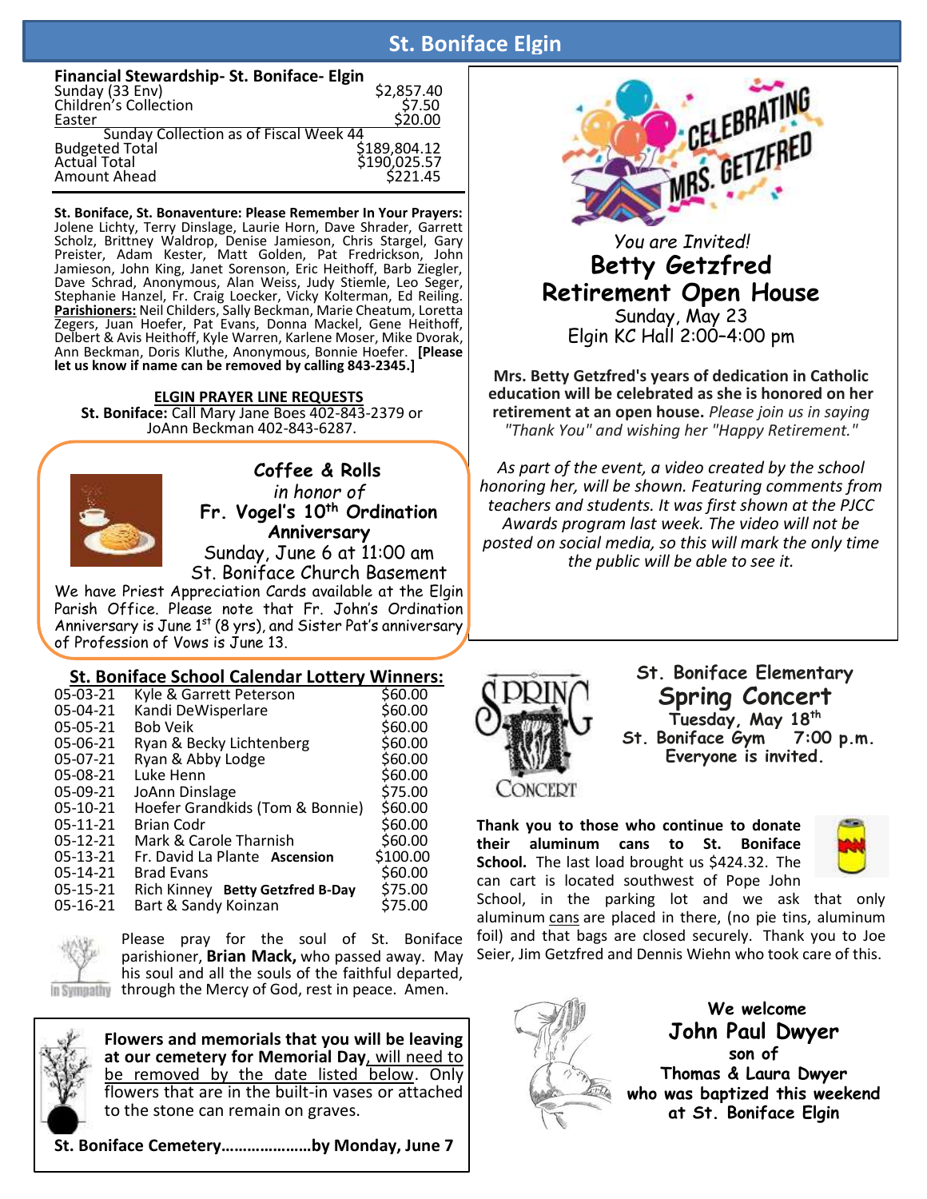# St. Boniface Elgin

## Financial Stewardship- St. Boniface- Elgin

| | |
|---|---|
| Sunday (33 Env) | $2,857.40 |
| Children's Collection | $7.50 |
| Easter | $20.00 |
| **Sunday Collection as of Fiscal Week 44** | |
| Budgeted Total | $189,804.12 |
| Actual Total | $190,025.57 |
| Amount Ahead | $221.45 |

**St. Boniface, St. Bonaventure: Please Remember In Your Prayers:** Jolene Lichty, Terry Dinslage, Laurie Horn, Dave Shrader, Garrett Scholz, Brittney Waldrop, Denise Jamieson, Chris Stargel, Gary Preister, Adam Kester, Matt Golden, Pat Fredrickson, John Jamieson, John King, Janet Sorenson, Eric Heithoff, Barb Ziegler, Dave Schrad, Anonymous, Alan Weiss, Judy Stiemle, Leo Seger, Stephanie Hanzel, Fr. Craig Loecker, Vicky Kolterman, Ed Reiling. **Parishioners:** Neil Childers, Sally Beckman, Marie Cheatum, Loretta Zegers, Juan Hoefer, Pat Evans, Donna Mackel, Gene Heithoff, Delbert & Avis Heithoff, Kyle Warren, Karlene Moser, Mike Dvorak, Ann Beckman, Doris Kluthe, Anonymous, Bonnie Hoefer. **[Please let us know if name can be removed by calling 843-2345.]**

**ELGIN PRAYER LINE REQUESTS**

**St. Boniface:** Call Mary Jane Boes 402-843-2379 or JoAnn Beckman 402-843-6287.

**Coffee & Rolls**

*in honor of*

**Fr. Vogel's 10th Ordination Anniversary**

Sunday, June 6 at 11:00 am
St. Boniface Church Basement

We have Priest Appreciation Cards available at the Elgin Parish Office. Please note that Fr. John's Ordination Anniversary is June 1st (8 yrs), and Sister Pat's anniversary of Profession of Vows is June 13.

## St. Boniface School Calendar Lottery Winners:

| Date | Name | Amount |
|---|---|---|
| 05-03-21 | Kyle & Garrett Peterson | $60.00 |
| 05-04-21 | Kandi DeWisperlare | $60.00 |
| 05-05-21 | Bob Veik | $60.00 |
| 05-06-21 | Ryan & Becky Lichtenberg | $60.00 |
| 05-07-21 | Ryan & Abby Lodge | $60.00 |
| 05-08-21 | Luke Henn | $60.00 |
| 05-09-21 | JoAnn Dinslage | $75.00 |
| 05-10-21 | Hoefer Grandkids (Tom & Bonnie) | $60.00 |
| 05-11-21 | Brian Codr | $60.00 |
| 05-12-21 | Mark & Carole Tharnish | $60.00 |
| 05-13-21 | Fr. David La Plante **Ascension** | $100.00 |
| 05-14-21 | Brad Evans | $60.00 |
| 05-15-21 | Rich Kinney **Betty Getzfred B-Day** | $75.00 |
| 05-16-21 | Bart & Sandy Koinzan | $75.00 |

In Sympathy

Please pray for the soul of St. Boniface parishioner, **Brian Mack,** who passed away. May his soul and all the souls of the faithful departed, through the Mercy of God, rest in peace. Amen.

**Flowers and memorials that you will be leaving at our cemetery for Memorial Day**, will need to be removed by the date listed below. Only flowers that are in the built-in vases or attached to the stone can remain on graves.

**St. Boniface Cemetery…………………by Monday, June 7**

CELEBRATING MRS. GETZFRED

*You are Invited!*

**Betty Getzfred Retirement Open House**

Sunday, May 23
Elgin KC Hall 2:00–4:00 pm

**Mrs. Betty Getzfred's years of dedication in Catholic education will be celebrated as she is honored on her retirement at an open house.** *Please join us in saying "Thank You" and wishing her "Happy Retirement."*

*As part of the event, a video created by the school honoring her, will be shown. Featuring comments from teachers and students. It was first shown at the PJCC Awards program last week. The video will not be posted on social media, so this will mark the only time the public will be able to see it.*

**St. Boniface Elementary**

**Spring Concert**

**Tuesday, May 18th**
**St. Boniface Gym 7:00 p.m.**
**Everyone is invited.**

**Thank you to those who continue to donate their aluminum cans to St. Boniface School.** The last load brought us $424.32. The can cart is located southwest of Pope John School, in the parking lot and we ask that only aluminum cans are placed in there, (no pie tins, aluminum foil) and that bags are closed securely. Thank you to Joe Seier, Jim Getzfred and Dennis Wiehn who took care of this.

**We welcome**

**John Paul Dwyer**

**son of**
**Thomas & Laura Dwyer**
**who was baptized this weekend at St. Boniface Elgin**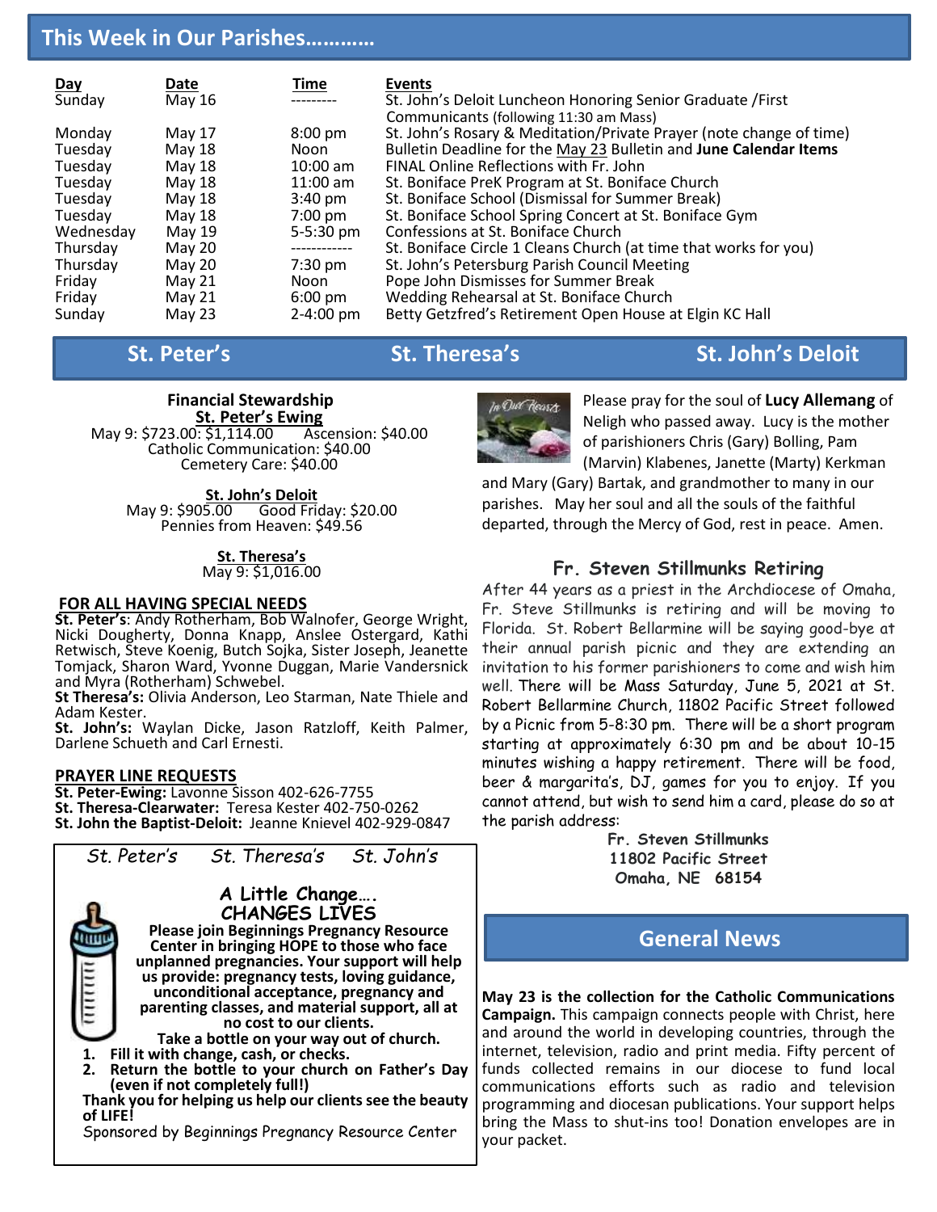## This Week in Our Parishes…………

| Day | Date | Time | Events |
|---|---|---|---|
| Sunday | May 16 | --------- | St. John's Deloit Luncheon Honoring Senior Graduate /First Communicants (following 11:30 am Mass) |
| Monday | May 17 | 8:00 pm | St. John's Rosary & Meditation/Private Prayer (note change of time) |
| Tuesday | May 18 | Noon | Bulletin Deadline for the May 23 Bulletin and **June Calendar Items** |
| Tuesday | May 18 | 10:00 am | FINAL Online Reflections with Fr. John |
| Tuesday | May 18 | 11:00 am | St. Boniface PreK Program at St. Boniface Church |
| Tuesday | May 18 | 3:40 pm | St. Boniface School (Dismissal for Summer Break) |
| Tuesday | May 18 | 7:00 pm | St. Boniface School Spring Concert at St. Boniface Gym |
| Wednesday | May 19 | 5-5:30 pm | Confessions at St. Boniface Church |
| Thursday | May 20 | ------------ | St. Boniface Circle 1 Cleans Church (at time that works for you) |
| Thursday | May 20 | 7:30 pm | St. John's Petersburg Parish Council Meeting |
| Friday | May 21 | Noon | Pope John Dismisses for Summer Break |
| Friday | May 21 | 6:00 pm | Wedding Rehearsal at St. Boniface Church |
| Sunday | May 23 | 2-4:00 pm | Betty Getzfred's Retirement Open House at Elgin KC Hall |

## St. Peter's St. Theresa's St. John's Deloit

**Financial Stewardship**

**St. Peter's Ewing**

May 9: $723.00: $1,114.00 Ascension: $40.00
Catholic Communication: $40.00
Cemetery Care: $40.00

**St. John's Deloit**

May 9: $905.00 Good Friday: $20.00
Pennies from Heaven: $49.56

**St. Theresa's**

May 9: $1,016.00

**FOR ALL HAVING SPECIAL NEEDS**

**St. Peter's**: Andy Rotherham, Bob Walnofer, George Wright, Nicki Dougherty, Donna Knapp, Anslee Ostergard, Kathi Retwisch, Steve Koenig, Butch Sojka, Sister Joseph, Jeanette Tomjack, Sharon Ward, Yvonne Duggan, Marie Vandersnick and Myra (Rotherham) Schwebel.

**St Theresa's:** Olivia Anderson, Leo Starman, Nate Thiele and Adam Kester.

**St. John's:** Waylan Dicke, Jason Ratzloff, Keith Palmer, Darlene Schueth and Carl Ernesti.

**PRAYER LINE REQUESTS**

**St. Peter-Ewing:** Lavonne Sisson 402-626-7755
**St. Theresa-Clearwater:** Teresa Kester 402-750-0262
**St. John the Baptist-Deloit:** Jeanne Knievel 402-929-0847

*St. Peter's St. Theresa's St. John's*

**A Little Change…. CHANGES LIVES**

**Please join Beginnings Pregnancy Resource Center in bringing HOPE to those who face unplanned pregnancies. Your support will help us provide: pregnancy tests, loving guidance, unconditional acceptance, pregnancy and parenting classes, and material support, all at no cost to our clients.**

**Take a bottle on your way out of church.**

1. **Fill it with change, cash, or checks.**
2. **Return the bottle to your church on Father's Day (even if not completely full!)**

**Thank you for helping us help our clients see the beauty of LIFE!**

Sponsored by Beginnings Pregnancy Resource Center

Please pray for the soul of **Lucy Allemang** of Neligh who passed away. Lucy is the mother of parishioners Chris (Gary) Bolling, Pam (Marvin) Klabenes, Janette (Marty) Kerkman and Mary (Gary) Bartak, and grandmother to many in our parishes. May her soul and all the souls of the faithful departed, through the Mercy of God, rest in peace. Amen.

### Fr. Steven Stillmunks Retiring

After 44 years as a priest in the Archdiocese of Omaha, Fr. Steve Stillmunks is retiring and will be moving to Florida. St. Robert Bellarmine will be saying good-bye at their annual parish picnic and they are extending an invitation to his former parishioners to come and wish him well. There will be Mass Saturday, June 5, 2021 at St. Robert Bellarmine Church, 11802 Pacific Street followed by a Picnic from 5-8:30 pm. There will be a short program starting at approximately 6:30 pm and be about 10-15 minutes wishing a happy retirement. There will be food, beer & margarita's, DJ, games for you to enjoy. If you cannot attend, but wish to send him a card, please do so at the parish address:

**Fr. Steven Stillmunks**
**11802 Pacific Street**
**Omaha, NE 68154**

## General News

**May 23 is the collection for the Catholic Communications Campaign.** This campaign connects people with Christ, here and around the world in developing countries, through the internet, television, radio and print media. Fifty percent of funds collected remains in our diocese to fund local communications efforts such as radio and television programming and diocesan publications. Your support helps bring the Mass to shut-ins too! Donation envelopes are in your packet.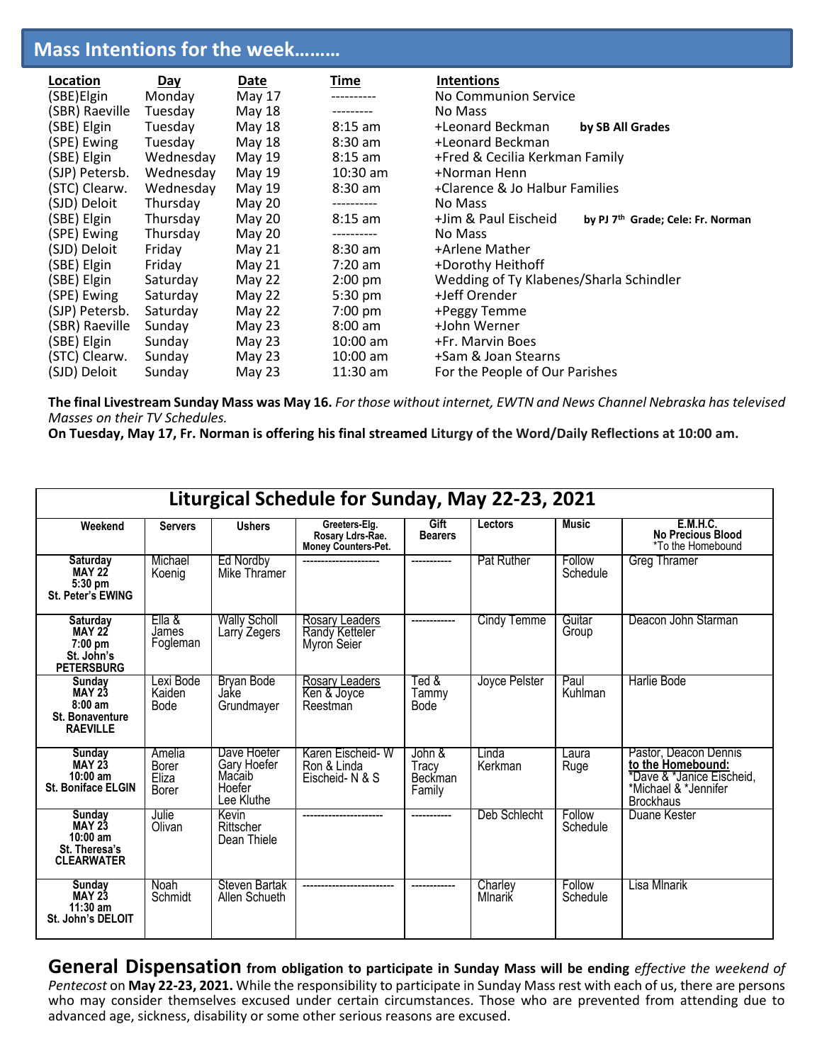## Mass Intentions for the week………

| Location | Day | Date | Time | Intentions |
|---|---|---|---|---|
| (SBE)Elgin | Monday | May 17 | ---------- | No Communion Service |
| (SBR) Raeville | Tuesday | May 18 | --------- | No Mass |
| (SBE) Elgin | Tuesday | May 18 | 8:15 am | +Leonard Beckman **by SB All Grades** |
| (SPE) Ewing | Tuesday | May 18 | 8:30 am | +Leonard Beckman |
| (SBE) Elgin | Wednesday | May 19 | 8:15 am | +Fred & Cecilia Kerkman Family |
| (SJP) Petersb. | Wednesday | May 19 | 10:30 am | +Norman Henn |
| (STC) Clearw. | Wednesday | May 19 | 8:30 am | +Clarence & Jo Halbur Families |
| (SJD) Deloit | Thursday | May 20 | ---------- | No Mass |
| (SBE) Elgin | Thursday | May 20 | 8:15 am | +Jim & Paul Eischeid **by PJ 7th Grade; Cele: Fr. Norman** |
| (SPE) Ewing | Thursday | May 20 | ---------- | No Mass |
| (SJD) Deloit | Friday | May 21 | 8:30 am | +Arlene Mather |
| (SBE) Elgin | Friday | May 21 | 7:20 am | +Dorothy Heithoff |
| (SBE) Elgin | Saturday | May 22 | 2:00 pm | Wedding of Ty Klabenes/Sharla Schindler |
| (SPE) Ewing | Saturday | May 22 | 5:30 pm | +Jeff Orender |
| (SJP) Petersb. | Saturday | May 22 | 7:00 pm | +Peggy Temme |
| (SBR) Raeville | Sunday | May 23 | 8:00 am | +John Werner |
| (SBE) Elgin | Sunday | May 23 | 10:00 am | +Fr. Marvin Boes |
| (STC) Clearw. | Sunday | May 23 | 10:00 am | +Sam & Joan Stearns |
| (SJD) Deloit | Sunday | May 23 | 11:30 am | For the People of Our Parishes |

**The final Livestream Sunday Mass was May 16.** *For those without internet, EWTN and News Channel Nebraska has televised Masses on their TV Schedules.*

**On Tuesday, May 17, Fr. Norman is offering his final streamed Liturgy of the Word/Daily Reflections at 10:00 am.**

## Liturgical Schedule for Sunday, May 22-23, 2021

| Weekend | Servers | Ushers | Greeters-Elg. Rosary Ldrs-Rae. Money Counters-Pet. | Gift Bearers | Lectors | Music | E.M.H.C. No Precious Blood *To the Homebound |
|---|---|---|---|---|---|---|---|
| **Saturday MAY 22 5:30 pm St. Peter's EWING** | Michael Koenig | Ed Nordby Mike Thramer | -------------------- | ----------- | Pat Ruther | Follow Schedule | Greg Thramer |
| **Saturday MAY 22 7:00 pm St. John's PETERSBURG** | Ella & James Fogleman | Wally Scholl Larry Zegers | Rosary Leaders Randy Ketteler Myron Seier | ------------ | Cindy Temme | Guitar Group | Deacon John Starman |
| **Sunday MAY 23 8:00 am St. Bonaventure RAEVILLE** | Lexi Bode Kaiden Bode | Bryan Bode Jake Grundmayer | Rosary Leaders Ken & Joyce Reestman | Ted & Tammy Bode | Joyce Pelster | Paul Kuhlman | Harlie Bode |
| **Sunday MAY 23 10:00 am St. Boniface ELGIN** | Amelia Borer Eliza Borer | Dave Hoefer Gary Hoefer Macaib Hoefer Lee Kluthe | Karen Eischeid- W Ron & Linda Eischeid- N & S | John & Tracy Beckman Family | Linda Kerkman | Laura Ruge | Pastor, Deacon Dennis **to the Homebound:** *Dave & *Janice Eischeid, *Michael & *Jennifer Brockhaus |
| **Sunday MAY 23 10:00 am St. Theresa's CLEARWATER** | Julie Olivan | Kevin Rittscher Dean Thiele | --------------------- | ----------- | Deb Schlecht | Follow Schedule | Duane Kester |
| **Sunday MAY 23 11:30 am St. John's DELOIT** | Noah Schmidt | Steven Bartak Allen Schueth | ------------------------ | ------------ | Charley Mlnarik | Follow Schedule | Lisa Mlnarik |

**General Dispensation from obligation to participate in Sunday Mass will be ending** *effective the weekend of Pentecost* on **May 22-23, 2021.** While the responsibility to participate in Sunday Mass rest with each of us, there are persons who may consider themselves excused under certain circumstances. Those who are prevented from attending due to advanced age, sickness, disability or some other serious reasons are excused.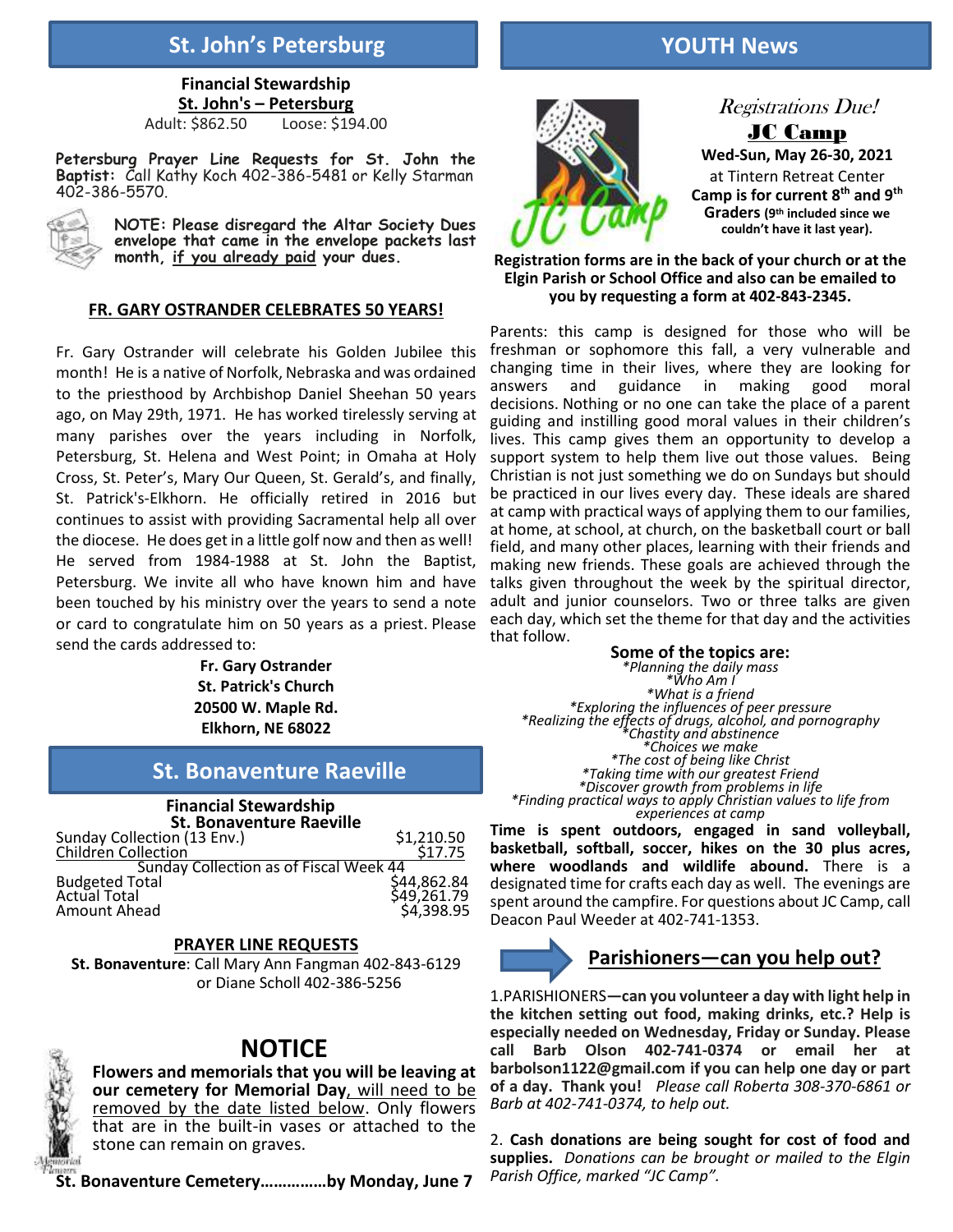## St. John's Petersburg

**Financial Stewardship**
**St. John's – Petersburg**
Adult: $862.50 Loose: $194.00

**Petersburg Prayer Line Requests for St. John the Baptist:** Call Kathy Koch 402-386-5481 or Kelly Starman 402-386-5570.

**NOTE: Please disregard the Altar Society Dues envelope that came in the envelope packets last month, if you already paid your dues.**

### FR. GARY OSTRANDER CELEBRATES 50 YEARS!

Fr. Gary Ostrander will celebrate his Golden Jubilee this month! He is a native of Norfolk, Nebraska and was ordained to the priesthood by Archbishop Daniel Sheehan 50 years ago, on May 29th, 1971. He has worked tirelessly serving at many parishes over the years including in Norfolk, Petersburg, St. Helena and West Point; in Omaha at Holy Cross, St. Peter's, Mary Our Queen, St. Gerald's, and finally, St. Patrick's-Elkhorn. He officially retired in 2016 but continues to assist with providing Sacramental help all over the diocese. He does get in a little golf now and then as well! He served from 1984-1988 at St. John the Baptist, Petersburg. We invite all who have known him and have been touched by his ministry over the years to send a note or card to congratulate him on 50 years as a priest. Please send the cards addressed to:

**Fr. Gary Ostrander**
**St. Patrick's Church**
**20500 W. Maple Rd.**
**Elkhorn, NE 68022**

## St. Bonaventure Raeville

**Financial Stewardship**
**St. Bonaventure Raeville**

| | |
|---|---|
| Sunday Collection (13 Env.) | $1,210.50 |
| Children Collection | $17.75 |
| Sunday Collection as of Fiscal Week 44 | |
| Budgeted Total | $44,862.84 |
| Actual Total | $49,261.79 |
| Amount Ahead | $4,398.95 |

### PRAYER LINE REQUESTS

**St. Bonaventure**: Call Mary Ann Fangman 402-843-6129 or Diane Scholl 402-386-5256

## NOTICE

**Flowers and memorials that you will be leaving at our cemetery for Memorial Day**, will need to be removed by the date listed below. Only flowers that are in the built-in vases or attached to the stone can remain on graves.

**St. Bonaventure Cemetery……………by Monday, June 7**

## YOUTH News

*Registrations Due!*

**JC Camp**

**Wed-Sun, May 26-30, 2021**
at Tintern Retreat Center
**Camp is for current 8th and 9th Graders (9th included since we couldn't have it last year).**

**Registration forms are in the back of your church or at the Elgin Parish or School Office and also can be emailed to you by requesting a form at 402-843-2345.**

Parents: this camp is designed for those who will be freshman or sophomore this fall, a very vulnerable and changing time in their lives, where they are looking for answers and guidance in making good moral decisions. Nothing or no one can take the place of a parent guiding and instilling good moral values in their children's lives. This camp gives them an opportunity to develop a support system to help them live out those values. Being Christian is not just something we do on Sundays but should be practiced in our lives every day. These ideals are shared at camp with practical ways of applying them to our families, at home, at school, at church, on the basketball court or ball field, and many other places, learning with their friends and making new friends. These goals are achieved through the talks given throughout the week by the spiritual director, adult and junior counselors. Two or three talks are given each day, which set the theme for that day and the activities that follow.

**Some of the topics are:**
*\*Planning the daily mass*
*\*Who Am I*
*\*What is a friend*
*\*Exploring the influences of peer pressure*
*\*Realizing the effects of drugs, alcohol, and pornography*
*\*Chastity and abstinence*
*\*Choices we make*
*\*The cost of being like Christ*
*\*Taking time with our greatest Friend*
*\*Discover growth from problems in life*
*\*Finding practical ways to apply Christian values to life from experiences at camp*

**Time is spent outdoors, engaged in sand volleyball, basketball, softball, soccer, hikes on the 30 plus acres, where woodlands and wildlife abound.** There is a designated time for crafts each day as well. The evenings are spent around the campfire. For questions about JC Camp, call Deacon Paul Weeder at 402-741-1353.

### Parishioners—can you help out?

1.PARISHIONERS**—can you volunteer a day with light help in the kitchen setting out food, making drinks, etc.? Help is especially needed on Wednesday, Friday or Sunday. Please call Barb Olson 402-741-0374 or email her at barbolson1122@gmail.com if you can help one day or part of a day. Thank you!** *Please call Roberta 308-370-6861 or Barb at 402-741-0374, to help out.*

2. **Cash donations are being sought for cost of food and supplies.** *Donations can be brought or mailed to the Elgin Parish Office, marked "JC Camp".*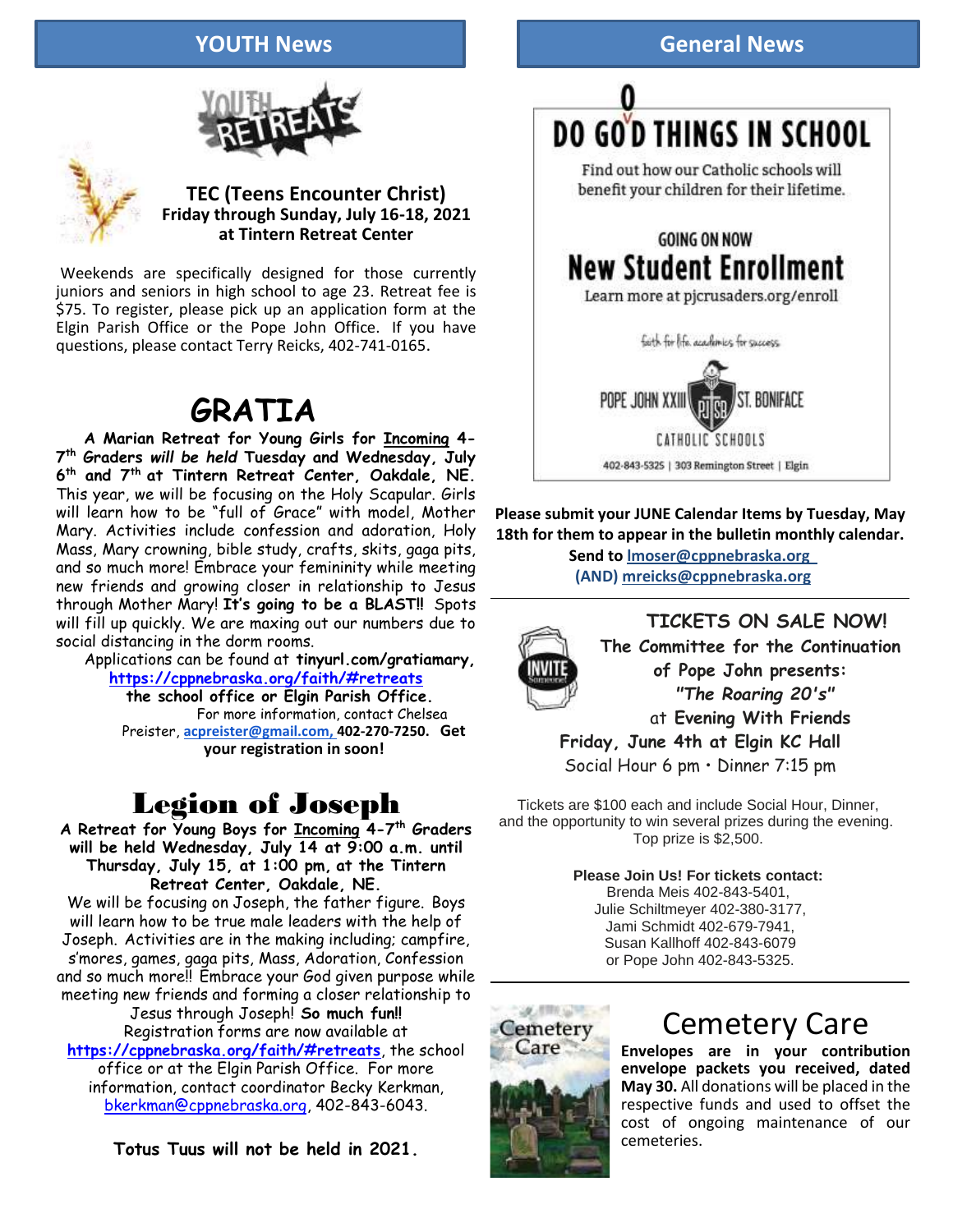## YOUTH News

YOUTH RETREATS

### TEC (Teens Encounter Christ)

**Friday through Sunday, July 16-18, 2021**
**at Tintern Retreat Center**

Weekends are specifically designed for those currently juniors and seniors in high school to age 23. Retreat fee is $75. To register, please pick up an application form at the Elgin Parish Office or the Pope John Office. If you have questions, please contact Terry Reicks, 402-741-0165.

## GRATIA

**A Marian Retreat for Young Girls for Incoming 4-7th Graders *will be held* Tuesday and Wednesday, July 6th and 7th at Tintern Retreat Center, Oakdale, NE.** This year, we will be focusing on the Holy Scapular. Girls will learn how to be "full of Grace" with model, Mother Mary. Activities include confession and adoration, Holy Mass, Mary crowning, bible study, crafts, skits, gaga pits, and so much more! Embrace your femininity while meeting new friends and growing closer in relationship to Jesus through Mother Mary! **It's going to be a BLAST!!** Spots will fill up quickly. We are maxing out our numbers due to social distancing in the dorm rooms.

Applications can be found at **tinyurl.com/gratiamary, https://cppnebraska.org/faith/#retreats the school office or Elgin Parish Office.** For more information, contact Chelsea Preister, **acpreister@gmail.com, 402-270-7250. Get your registration in soon!**

## Legion of Joseph

**A Retreat for Young Boys for Incoming 4-7th Graders will be held Wednesday, July 14 at 9:00 a.m. until Thursday, July 15, at 1:00 pm, at the Tintern Retreat Center, Oakdale, NE.**

We will be focusing on Joseph, the father figure. Boys will learn how to be true male leaders with the help of Joseph. Activities are in the making including; campfire, s'mores, games, gaga pits, Mass, Adoration, Confession and so much more!! Embrace your God given purpose while meeting new friends and forming a closer relationship to Jesus through Joseph! **So much fun!!**

Registration forms are now available at **https://cppnebraska.org/faith/#retreats**, the school office or at the Elgin Parish Office. For more information, contact coordinator Becky Kerkman, bkerkman@cppnebraska.org, 402-843-6043.

**Totus Tuus will not be held in 2021.**

## General News

DO GOOD THINGS IN SCHOOL

Find out how our Catholic schools will benefit your children for their lifetime.

GOING ON NOW

**New Student Enrollment**

Learn more at pjcrusaders.org/enroll

faith for life. academics for success.

POPE JOHN XXIII | ST. BONIFACE

CATHOLIC SCHOOLS

402-843-5325 | 303 Remington Street | Elgin

**Please submit your JUNE Calendar Items by Tuesday, May 18th for them to appear in the bulletin monthly calendar. Send to lmoser@cppnebraska.org (AND) mreicks@cppnebraska.org**

---

**TICKETS ON SALE NOW!**

**The Committee for the Continuation of Pope John presents: *"The Roaring 20's"*** at **Evening With Friends**

**Friday, June 4th at Elgin KC Hall**

Social Hour 6 pm • Dinner 7:15 pm

Tickets are $100 each and include Social Hour, Dinner, and the opportunity to win several prizes during the evening. Top prize is $2,500.

**Please Join Us! For tickets contact:**
Brenda Meis 402-843-5401,
Julie Schiltmeyer 402-380-3177,
Jami Schmidt 402-679-7941,
Susan Kallhoff 402-843-6079
or Pope John 402-843-5325.

---

## Cemetery Care

**Envelopes are in your contribution envelope packets you received, dated May 30.** All donations will be placed in the respective funds and used to offset the cost of ongoing maintenance of our cemeteries.